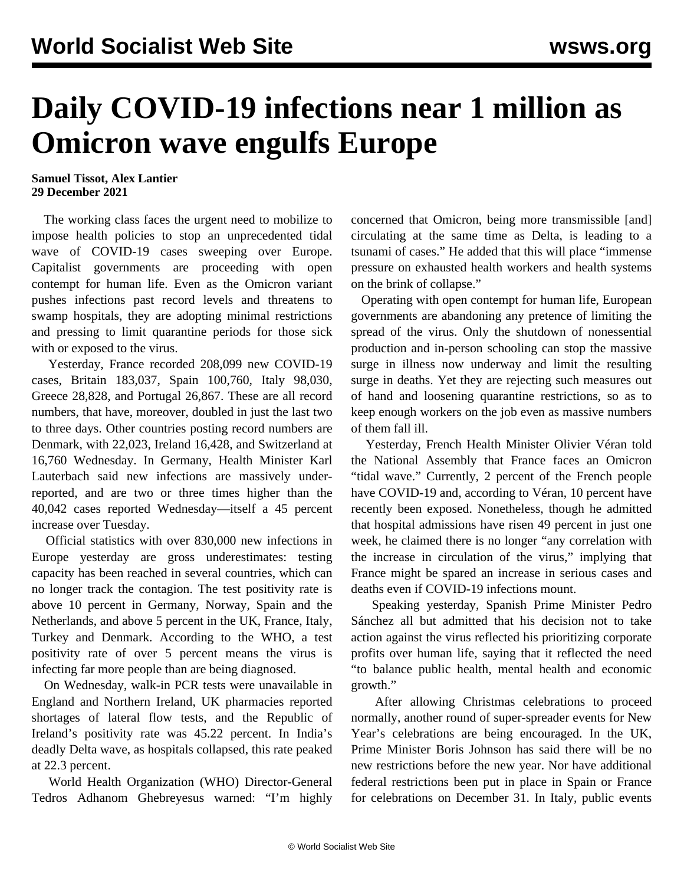# Daily COVID-19 infections near 1 million as Omicron wave engulfs Europe

**Samuel Tissot, Alex Lantier**
**29 December 2021**

The working class faces the urgent need to mobilize to impose health policies to stop an unprecedented tidal wave of COVID-19 cases sweeping over Europe. Capitalist governments are proceeding with open contempt for human life. Even as the Omicron variant pushes infections past record levels and threatens to swamp hospitals, they are adopting minimal restrictions and pressing to limit quarantine periods for those sick with or exposed to the virus.

Yesterday, France recorded 208,099 new COVID-19 cases, Britain 183,037, Spain 100,760, Italy 98,030, Greece 28,828, and Portugal 26,867. These are all record numbers, that have, moreover, doubled in just the last two to three days. Other countries posting record numbers are Denmark, with 22,023, Ireland 16,428, and Switzerland at 16,760 Wednesday. In Germany, Health Minister Karl Lauterbach said new infections are massively under-reported, and are two or three times higher than the 40,042 cases reported Wednesday—itself a 45 percent increase over Tuesday.

Official statistics with over 830,000 new infections in Europe yesterday are gross underestimates: testing capacity has been reached in several countries, which can no longer track the contagion. The test positivity rate is above 10 percent in Germany, Norway, Spain and the Netherlands, and above 5 percent in the UK, France, Italy, Turkey and Denmark. According to the WHO, a test positivity rate of over 5 percent means the virus is infecting far more people than are being diagnosed.

On Wednesday, walk-in PCR tests were unavailable in England and Northern Ireland, UK pharmacies reported shortages of lateral flow tests, and the Republic of Ireland's positivity rate was 45.22 percent. In India's deadly Delta wave, as hospitals collapsed, this rate peaked at 22.3 percent.

World Health Organization (WHO) Director-General Tedros Adhanom Ghebreyesus warned: "I'm highly concerned that Omicron, being more transmissible [and] circulating at the same time as Delta, is leading to a tsunami of cases." He added that this will place "immense pressure on exhausted health workers and health systems on the brink of collapse."

Operating with open contempt for human life, European governments are abandoning any pretence of limiting the spread of the virus. Only the shutdown of nonessential production and in-person schooling can stop the massive surge in illness now underway and limit the resulting surge in deaths. Yet they are rejecting such measures out of hand and loosening quarantine restrictions, so as to keep enough workers on the job even as massive numbers of them fall ill.

Yesterday, French Health Minister Olivier Véran told the National Assembly that France faces an Omicron "tidal wave." Currently, 2 percent of the French people have COVID-19 and, according to Véran, 10 percent have recently been exposed. Nonetheless, though he admitted that hospital admissions have risen 49 percent in just one week, he claimed there is no longer "any correlation with the increase in circulation of the virus," implying that France might be spared an increase in serious cases and deaths even if COVID-19 infections mount.

Speaking yesterday, Spanish Prime Minister Pedro Sánchez all but admitted that his decision not to take action against the virus reflected his prioritizing corporate profits over human life, saying that it reflected the need "to balance public health, mental health and economic growth."

After allowing Christmas celebrations to proceed normally, another round of super-spreader events for New Year's celebrations are being encouraged. In the UK, Prime Minister Boris Johnson has said there will be no new restrictions before the new year. Nor have additional federal restrictions been put in place in Spain or France for celebrations on December 31. In Italy, public events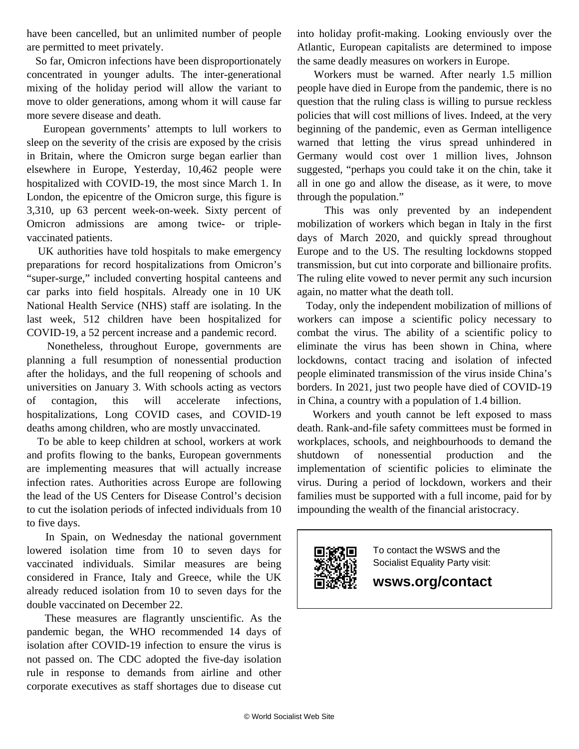have been cancelled, but an unlimited number of people are permitted to meet privately.

So far, Omicron infections have been disproportionately concentrated in younger adults. The inter-generational mixing of the holiday period will allow the variant to move to older generations, among whom it will cause far more severe disease and death.

European governments' attempts to lull workers to sleep on the severity of the crisis are exposed by the crisis in Britain, where the Omicron surge began earlier than elsewhere in Europe, Yesterday, 10,462 people were hospitalized with COVID-19, the most since March 1. In London, the epicentre of the Omicron surge, this figure is 3,310, up 63 percent week-on-week. Sixty percent of Omicron admissions are among twice- or triple-vaccinated patients.

UK authorities have told hospitals to make emergency preparations for record hospitalizations from Omicron's "super-surge," included converting hospital canteens and car parks into field hospitals. Already one in 10 UK National Health Service (NHS) staff are isolating. In the last week, 512 children have been hospitalized for COVID-19, a 52 percent increase and a pandemic record.

Nonetheless, throughout Europe, governments are planning a full resumption of nonessential production after the holidays, and the full reopening of schools and universities on January 3. With schools acting as vectors of contagion, this will accelerate infections, hospitalizations, Long COVID cases, and COVID-19 deaths among children, who are mostly unvaccinated.

To be able to keep children at school, workers at work and profits flowing to the banks, European governments are implementing measures that will actually increase infection rates. Authorities across Europe are following the lead of the US Centers for Disease Control's decision to cut the isolation periods of infected individuals from 10 to five days.

In Spain, on Wednesday the national government lowered isolation time from 10 to seven days for vaccinated individuals. Similar measures are being considered in France, Italy and Greece, while the UK already reduced isolation from 10 to seven days for the double vaccinated on December 22.

These measures are flagrantly unscientific. As the pandemic began, the WHO recommended 14 days of isolation after COVID-19 infection to ensure the virus is not passed on. The CDC adopted the five-day isolation rule in response to demands from airline and other corporate executives as staff shortages due to disease cut into holiday profit-making. Looking enviously over the Atlantic, European capitalists are determined to impose the same deadly measures on workers in Europe.

Workers must be warned. After nearly 1.5 million people have died in Europe from the pandemic, there is no question that the ruling class is willing to pursue reckless policies that will cost millions of lives. Indeed, at the very beginning of the pandemic, even as German intelligence warned that letting the virus spread unhindered in Germany would cost over 1 million lives, Johnson suggested, "perhaps you could take it on the chin, take it all in one go and allow the disease, as it were, to move through the population."

This was only prevented by an independent mobilization of workers which began in Italy in the first days of March 2020, and quickly spread throughout Europe and to the US. The resulting lockdowns stopped transmission, but cut into corporate and billionaire profits. The ruling elite vowed to never permit any such incursion again, no matter what the death toll.

Today, only the independent mobilization of millions of workers can impose a scientific policy necessary to combat the virus. The ability of a scientific policy to eliminate the virus has been shown in China, where lockdowns, contact tracing and isolation of infected people eliminated transmission of the virus inside China's borders. In 2021, just two people have died of COVID-19 in China, a country with a population of 1.4 billion.

Workers and youth cannot be left exposed to mass death. Rank-and-file safety committees must be formed in workplaces, schools, and neighbourhoods to demand the shutdown of nonessential production and the implementation of scientific policies to eliminate the virus. During a period of lockdown, workers and their families must be supported with a full income, paid for by impounding the wealth of the financial aristocracy.

To contact the WSWS and the Socialist Equality Party visit:

**wsws.org/contact**